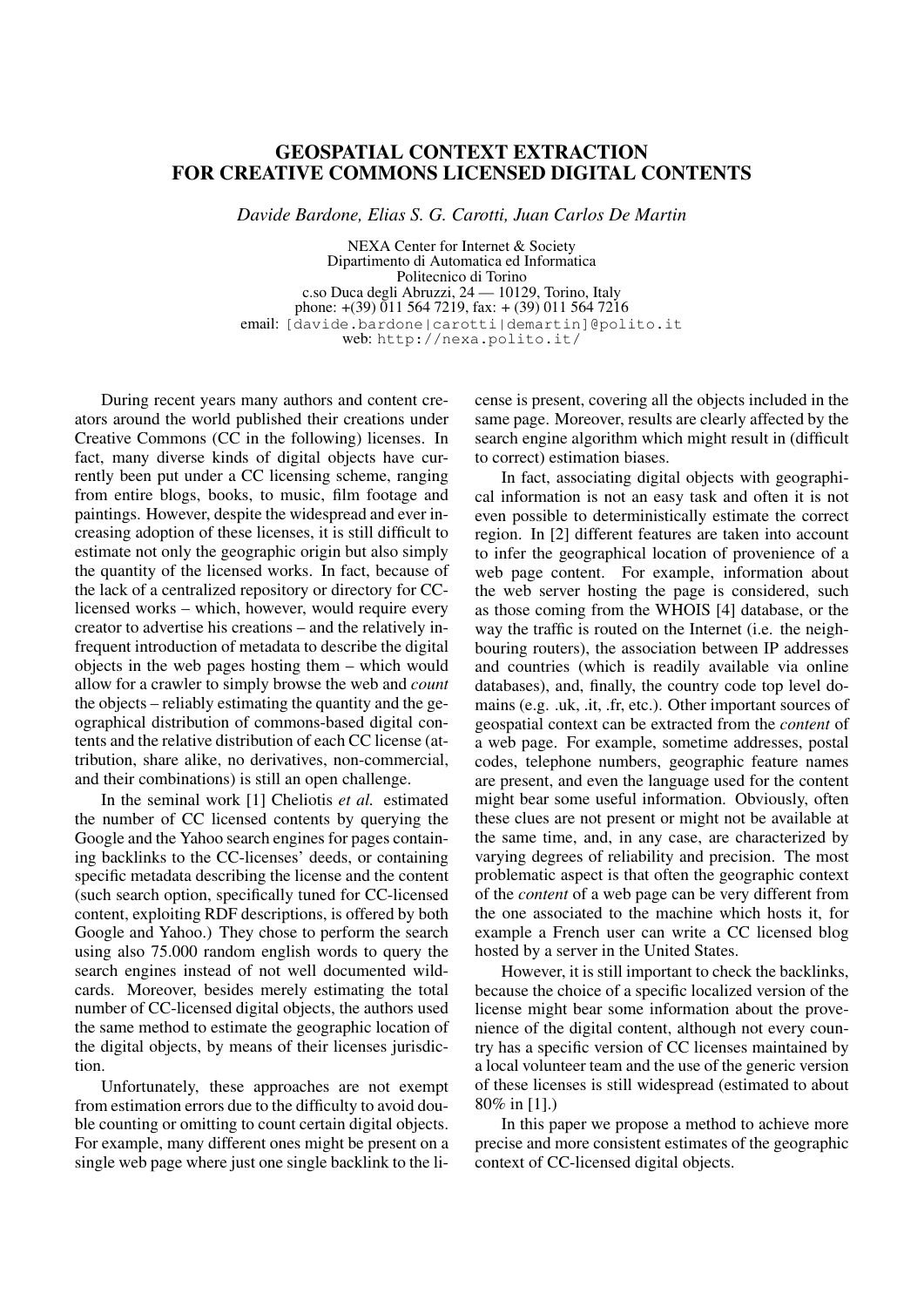# GEOSPATIAL CONTEXT EXTRACTION FOR CREATIVE COMMONS LICENSED DIGITAL CONTENTS

*Davide Bardone, Elias S. G. Carotti, Juan Carlos De Martin*

NEXA Center for Internet & Society
Dipartimento di Automatica ed Informatica
Politecnico di Torino
c.so Duca degli Abruzzi, 24 — 10129, Torino, Italy
phone: +(39) 011 564 7219, fax: + (39) 011 564 7216
email: [davide.bardone|carotti|demartin]@polito.it
web: http://nexa.polito.it/

During recent years many authors and content creators around the world published their creations under Creative Commons (CC in the following) licenses. In fact, many diverse kinds of digital objects have currently been put under a CC licensing scheme, ranging from entire blogs, books, to music, film footage and paintings. However, despite the widespread and ever increasing adoption of these licenses, it is still difficult to estimate not only the geographic origin but also simply the quantity of the licensed works. In fact, because of the lack of a centralized repository or directory for CC-licensed works – which, however, would require every creator to advertise his creations – and the relatively infrequent introduction of metadata to describe the digital objects in the web pages hosting them – which would allow for a crawler to simply browse the web and *count* the objects – reliably estimating the quantity and the geographical distribution of commons-based digital contents and the relative distribution of each CC license (attribution, share alike, no derivatives, non-commercial, and their combinations) is still an open challenge.

In the seminal work [1] Cheliotis *et al.* estimated the number of CC licensed contents by querying the Google and the Yahoo search engines for pages containing backlinks to the CC-licenses' deeds, or containing specific metadata describing the license and the content (such search option, specifically tuned for CC-licensed content, exploiting RDF descriptions, is offered by both Google and Yahoo.) They chose to perform the search using also 75.000 random english words to query the search engines instead of not well documented wildcards. Moreover, besides merely estimating the total number of CC-licensed digital objects, the authors used the same method to estimate the geographic location of the digital objects, by means of their licenses jurisdiction.

Unfortunately, these approaches are not exempt from estimation errors due to the difficulty to avoid double counting or omitting to count certain digital objects. For example, many different ones might be present on a single web page where just one single backlink to the license is present, covering all the objects included in the same page. Moreover, results are clearly affected by the search engine algorithm which might result in (difficult to correct) estimation biases.

In fact, associating digital objects with geographical information is not an easy task and often it is not even possible to deterministically estimate the correct region. In [2] different features are taken into account to infer the geographical location of provenience of a web page content. For example, information about the web server hosting the page is considered, such as those coming from the WHOIS [4] database, or the way the traffic is routed on the Internet (i.e. the neighbouring routers), the association between IP addresses and countries (which is readily available via online databases), and, finally, the country code top level domains (e.g. .uk, .it, .fr, etc.). Other important sources of geospatial context can be extracted from the *content* of a web page. For example, sometime addresses, postal codes, telephone numbers, geographic feature names are present, and even the language used for the content might bear some useful information. Obviously, often these clues are not present or might not be available at the same time, and, in any case, are characterized by varying degrees of reliability and precision. The most problematic aspect is that often the geographic context of the *content* of a web page can be very different from the one associated to the machine which hosts it, for example a French user can write a CC licensed blog hosted by a server in the United States.

However, it is still important to check the backlinks, because the choice of a specific localized version of the license might bear some information about the provenience of the digital content, although not every country has a specific version of CC licenses maintained by a local volunteer team and the use of the generic version of these licenses is still widespread (estimated to about 80% in [1].)

In this paper we propose a method to achieve more precise and more consistent estimates of the geographic context of CC-licensed digital objects.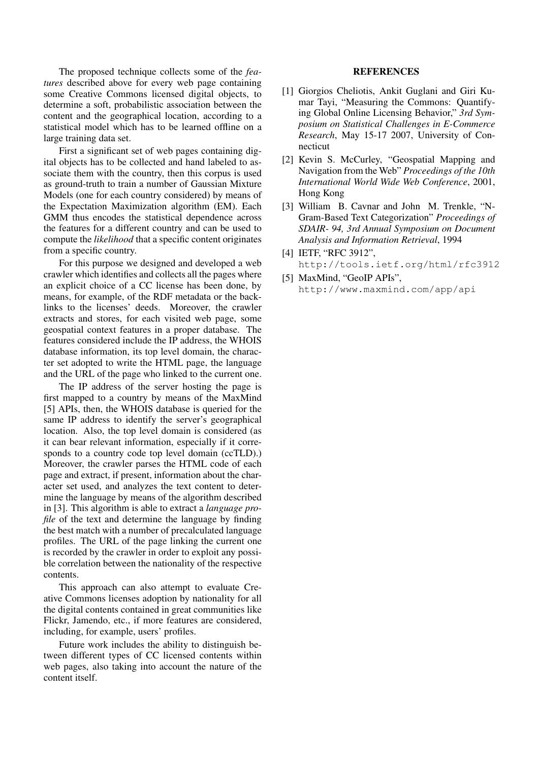The proposed technique collects some of the *features* described above for every web page containing some Creative Commons licensed digital objects, to determine a soft, probabilistic association between the content and the geographical location, according to a statistical model which has to be learned offline on a large training data set.

First a significant set of web pages containing digital objects has to be collected and hand labeled to associate them with the country, then this corpus is used as ground-truth to train a number of Gaussian Mixture Models (one for each country considered) by means of the Expectation Maximization algorithm (EM). Each GMM thus encodes the statistical dependence across the features for a different country and can be used to compute the *likelihood* that a specific content originates from a specific country.

For this purpose we designed and developed a web crawler which identifies and collects all the pages where an explicit choice of a CC license has been done, by means, for example, of the RDF metadata or the backlinks to the licenses' deeds. Moreover, the crawler extracts and stores, for each visited web page, some geospatial context features in a proper database. The features considered include the IP address, the WHOIS database information, its top level domain, the character set adopted to write the HTML page, the language and the URL of the page who linked to the current one.

The IP address of the server hosting the page is first mapped to a country by means of the MaxMind [5] APIs, then, the WHOIS database is queried for the same IP address to identify the server's geographical location. Also, the top level domain is considered (as it can bear relevant information, especially if it corresponds to a country code top level domain (ccTLD).) Moreover, the crawler parses the HTML code of each page and extract, if present, information about the character set used, and analyzes the text content to determine the language by means of the algorithm described in [3]. This algorithm is able to extract a *language profile* of the text and determine the language by finding the best match with a number of precalculated language profiles. The URL of the page linking the current one is recorded by the crawler in order to exploit any possible correlation between the nationality of the respective contents.

This approach can also attempt to evaluate Creative Commons licenses adoption by nationality for all the digital contents contained in great communities like Flickr, Jamendo, etc., if more features are considered, including, for example, users' profiles.

Future work includes the ability to distinguish between different types of CC licensed contents within web pages, also taking into account the nature of the content itself.

## REFERENCES

[1] Giorgios Cheliotis, Ankit Guglani and Giri Kumar Tayi, "Measuring the Commons: Quantifying Global Online Licensing Behavior," *3rd Symposium on Statistical Challenges in E-Commerce Research*, May 15-17 2007, University of Connecticut

[2] Kevin S. McCurley, "Geospatial Mapping and Navigation from the Web" *Proceedings of the 10th International World Wide Web Conference*, 2001, Hong Kong

[3] William B. Cavnar and John M. Trenkle, "N-Gram-Based Text Categorization" *Proceedings of SDAIR- 94, 3rd Annual Symposium on Document Analysis and Information Retrieval*, 1994

[4] IETF, "RFC 3912", `http://tools.ietf.org/html/rfc3912`

[5] MaxMind, "GeoIP APIs", `http://www.maxmind.com/app/api`